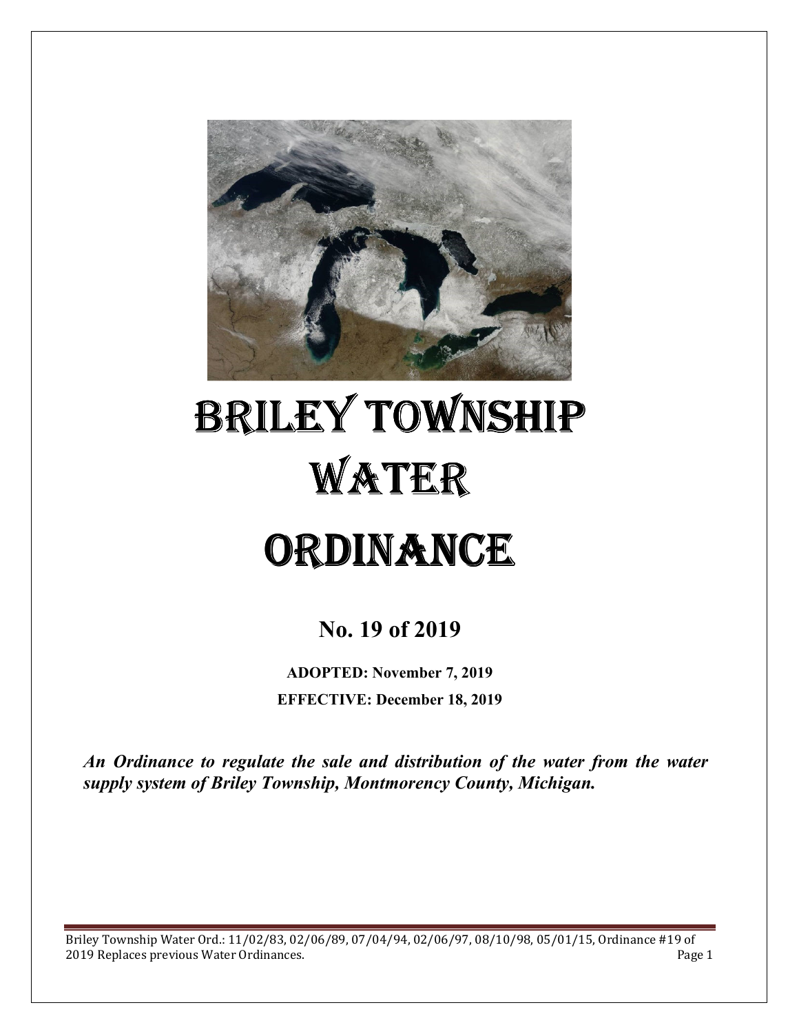# BRILEY TOWNSHIP WATER ORDINANCE

## No. 19 of 2019

**ADOPTED: November 7, 2019**

**EFFECTIVE: December 18, 2019**

***An Ordinance to regulate the sale and distribution of the water from the water supply system of Briley Township, Montmorency County, Michigan.***

Briley Township Water Ord.: 11/02/83, 02/06/89, 07/04/94, 02/06/97, 08/10/98, 05/01/15, Ordinance #19 of 2019 Replaces previous Water Ordinances.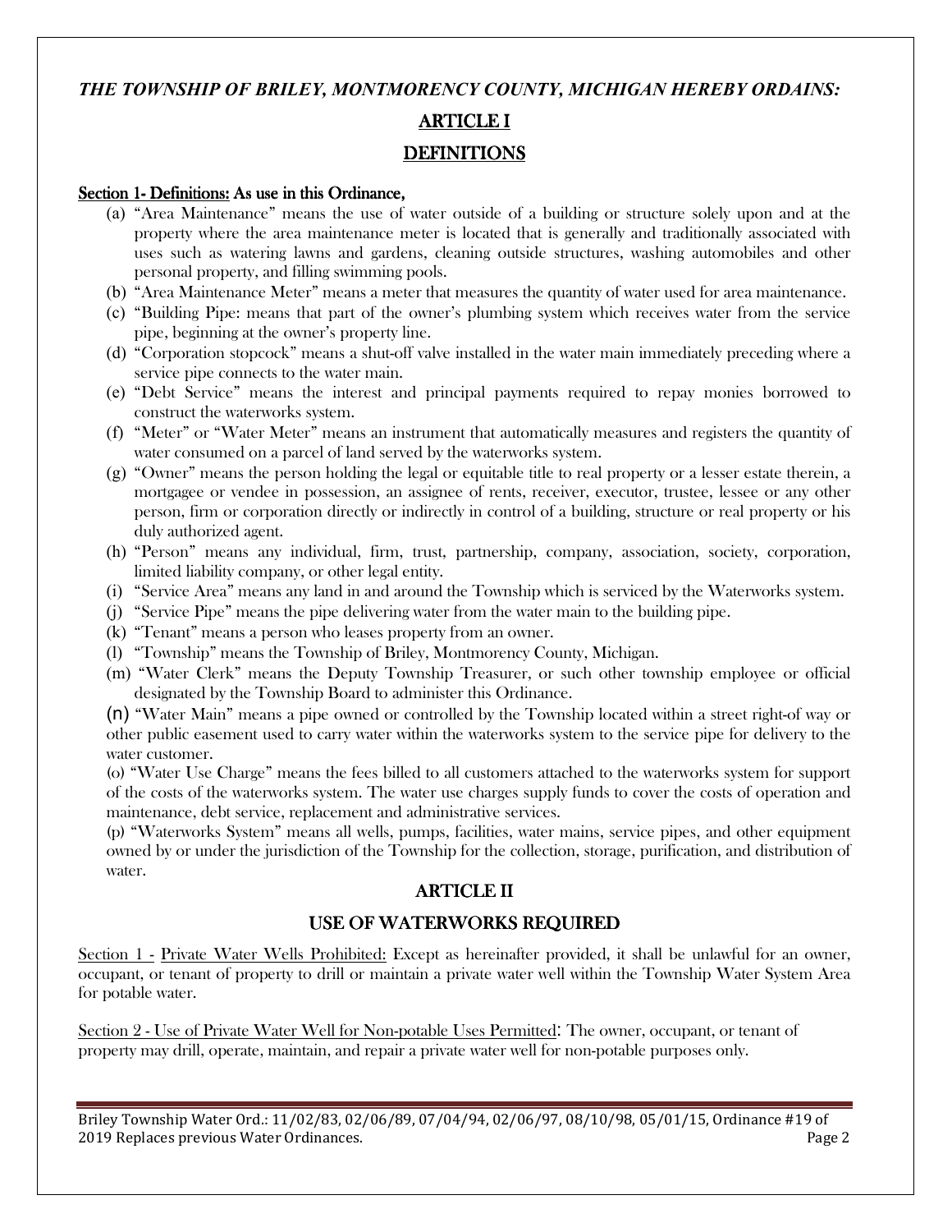***THE TOWNSHIP OF BRILEY, MONTMORENCY COUNTY, MICHIGAN HEREBY ORDAINS:***

## ARTICLE I

## DEFINITIONS

**Section 1- Definitions: As use in this Ordinance,**

(a) "Area Maintenance" means the use of water outside of a building or structure solely upon and at the property where the area maintenance meter is located that is generally and traditionally associated with uses such as watering lawns and gardens, cleaning outside structures, washing automobiles and other personal property, and filling swimming pools.

(b) "Area Maintenance Meter" means a meter that measures the quantity of water used for area maintenance.

(c) "Building Pipe: means that part of the owner's plumbing system which receives water from the service pipe, beginning at the owner's property line.

(d) "Corporation stopcock" means a shut-off valve installed in the water main immediately preceding where a service pipe connects to the water main.

(e) "Debt Service" means the interest and principal payments required to repay monies borrowed to construct the waterworks system.

(f) "Meter" or "Water Meter" means an instrument that automatically measures and registers the quantity of water consumed on a parcel of land served by the waterworks system.

(g) "Owner" means the person holding the legal or equitable title to real property or a lesser estate therein, a mortgagee or vendee in possession, an assignee of rents, receiver, executor, trustee, lessee or any other person, firm or corporation directly or indirectly in control of a building, structure or real property or his duly authorized agent.

(h) "Person" means any individual, firm, trust, partnership, company, association, society, corporation, limited liability company, or other legal entity.

(i) "Service Area" means any land in and around the Township which is serviced by the Waterworks system.

(j) "Service Pipe" means the pipe delivering water from the water main to the building pipe.

(k) "Tenant" means a person who leases property from an owner.

(l) "Township" means the Township of Briley, Montmorency County, Michigan.

(m) "Water Clerk" means the Deputy Township Treasurer, or such other township employee or official designated by the Township Board to administer this Ordinance.

(n) "Water Main" means a pipe owned or controlled by the Township located within a street right-of way or other public easement used to carry water within the waterworks system to the service pipe for delivery to the water customer.

(o) "Water Use Charge" means the fees billed to all customers attached to the waterworks system for support of the costs of the waterworks system. The water use charges supply funds to cover the costs of operation and maintenance, debt service, replacement and administrative services.

(p) "Waterworks System" means all wells, pumps, facilities, water mains, service pipes, and other equipment owned by or under the jurisdiction of the Township for the collection, storage, purification, and distribution of water.

## ARTICLE II

## USE OF WATERWORKS REQUIRED

Section 1 - Private Water Wells Prohibited: Except as hereinafter provided, it shall be unlawful for an owner, occupant, or tenant of property to drill or maintain a private water well within the Township Water System Area for potable water.

Section 2 - Use of Private Water Well for Non-potable Uses Permitted: The owner, occupant, or tenant of property may drill, operate, maintain, and repair a private water well for non-potable purposes only.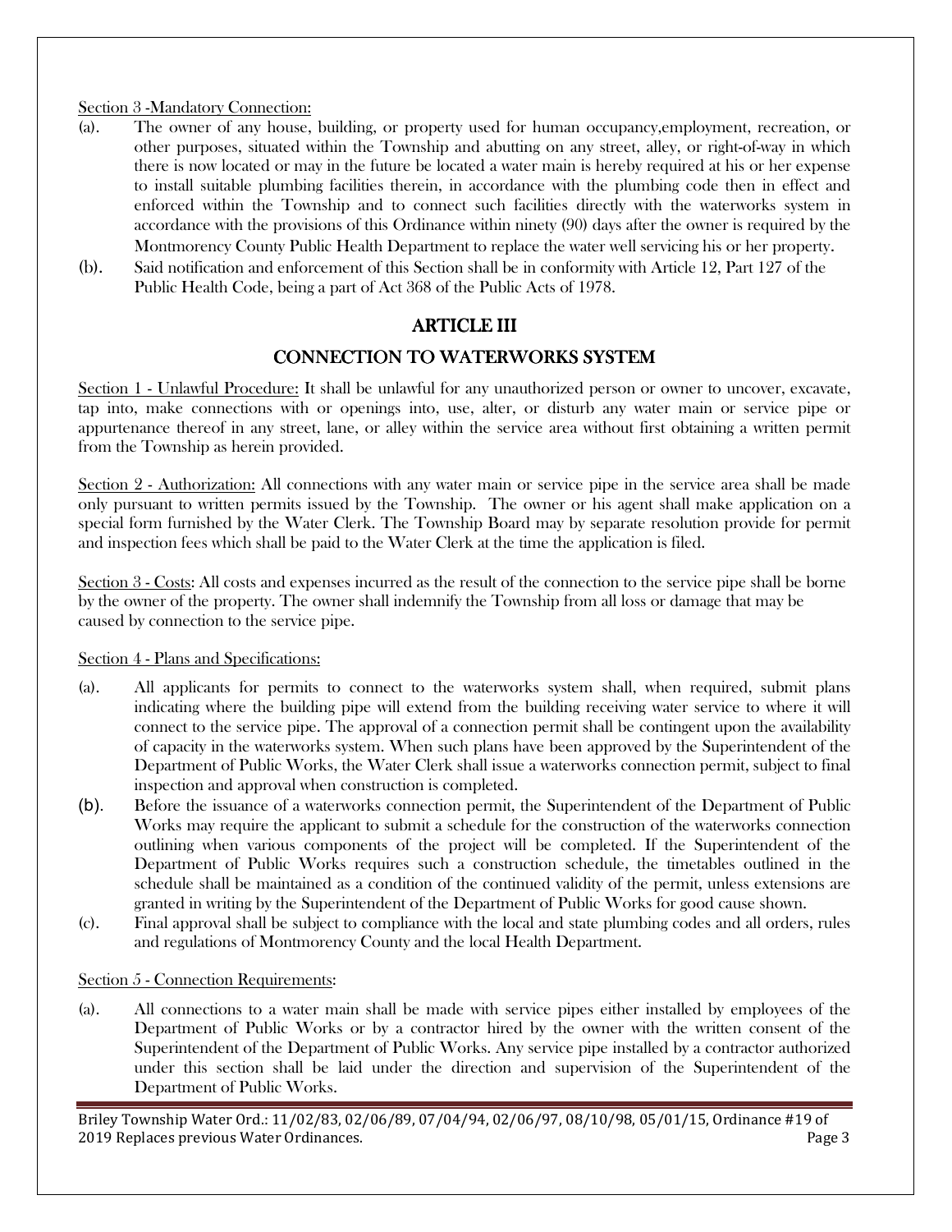Section 3 -Mandatory Connection:

(a). The owner of any house, building, or property used for human occupancy,employment, recreation, or other purposes, situated within the Township and abutting on any street, alley, or right-of-way in which there is now located or may in the future be located a water main is hereby required at his or her expense to install suitable plumbing facilities therein, in accordance with the plumbing code then in effect and enforced within the Township and to connect such facilities directly with the waterworks system in accordance with the provisions of this Ordinance within ninety (90) days after the owner is required by the Montmorency County Public Health Department to replace the water well servicing his or her property.

(b). Said notification and enforcement of this Section shall be in conformity with Article 12, Part 127 of the Public Health Code, being a part of Act 368 of the Public Acts of 1978.

## ARTICLE III

## CONNECTION TO WATERWORKS SYSTEM

Section 1 - Unlawful Procedure: It shall be unlawful for any unauthorized person or owner to uncover, excavate, tap into, make connections with or openings into, use, alter, or disturb any water main or service pipe or appurtenance thereof in any street, lane, or alley within the service area without first obtaining a written permit from the Township as herein provided.

Section 2 - Authorization: All connections with any water main or service pipe in the service area shall be made only pursuant to written permits issued by the Township. The owner or his agent shall make application on a special form furnished by the Water Clerk. The Township Board may by separate resolution provide for permit and inspection fees which shall be paid to the Water Clerk at the time the application is filed.

Section 3 - Costs: All costs and expenses incurred as the result of the connection to the service pipe shall be borne by the owner of the property. The owner shall indemnify the Township from all loss or damage that may be caused by connection to the service pipe.

Section 4 - Plans and Specifications:

(a). All applicants for permits to connect to the waterworks system shall, when required, submit plans indicating where the building pipe will extend from the building receiving water service to where it will connect to the service pipe. The approval of a connection permit shall be contingent upon the availability of capacity in the waterworks system. When such plans have been approved by the Superintendent of the Department of Public Works, the Water Clerk shall issue a waterworks connection permit, subject to final inspection and approval when construction is completed.

(b). Before the issuance of a waterworks connection permit, the Superintendent of the Department of Public Works may require the applicant to submit a schedule for the construction of the waterworks connection outlining when various components of the project will be completed. If the Superintendent of the Department of Public Works requires such a construction schedule, the timetables outlined in the schedule shall be maintained as a condition of the continued validity of the permit, unless extensions are granted in writing by the Superintendent of the Department of Public Works for good cause shown.

(c). Final approval shall be subject to compliance with the local and state plumbing codes and all orders, rules and regulations of Montmorency County and the local Health Department.

Section 5 - Connection Requirements:

(a). All connections to a water main shall be made with service pipes either installed by employees of the Department of Public Works or by a contractor hired by the owner with the written consent of the Superintendent of the Department of Public Works. Any service pipe installed by a contractor authorized under this section shall be laid under the direction and supervision of the Superintendent of the Department of Public Works.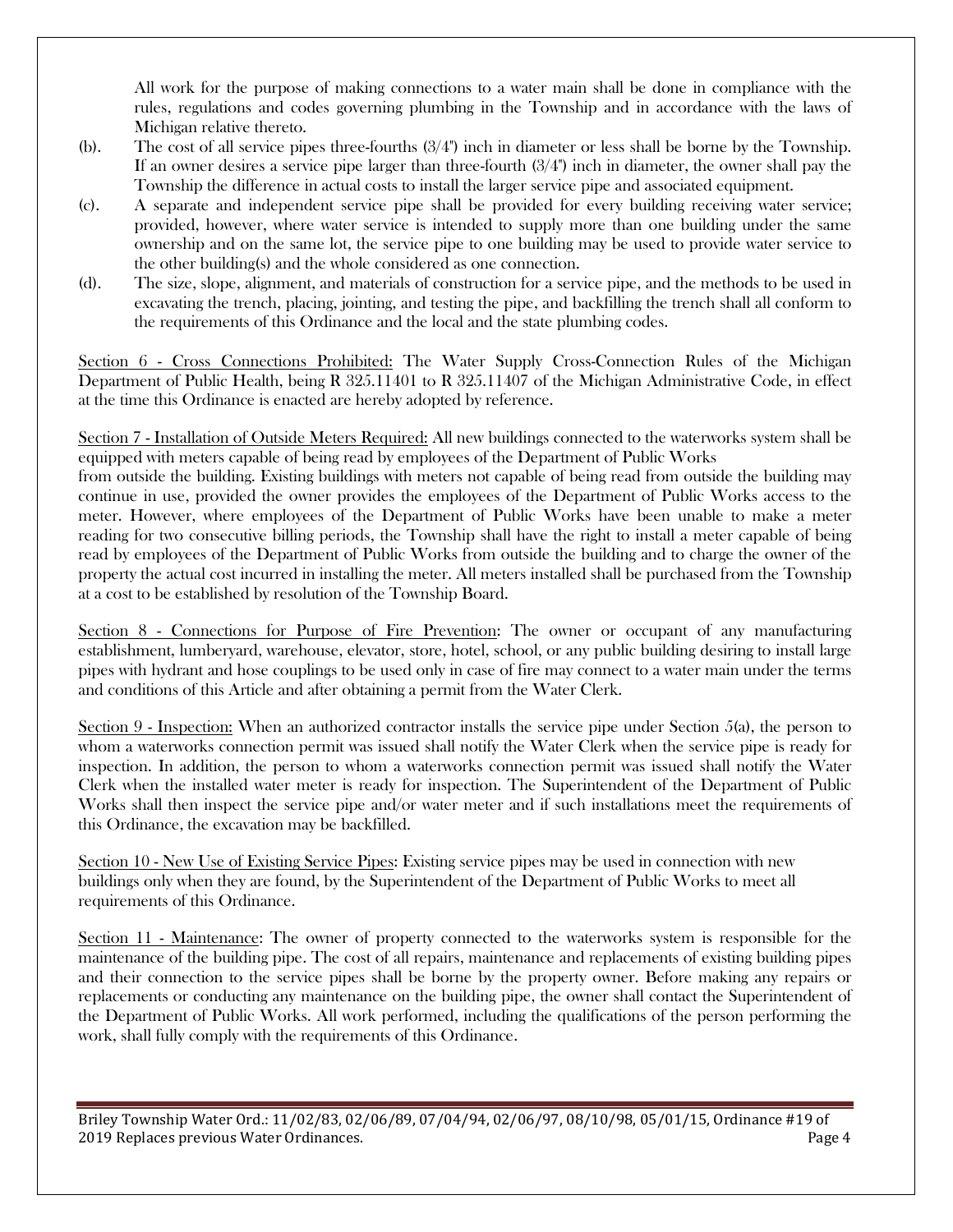All work for the purpose of making connections to a water main shall be done in compliance with the rules, regulations and codes governing plumbing in the Township and in accordance with the laws of Michigan relative thereto.

(b). The cost of all service pipes three-fourths (3/4") inch in diameter or less shall be borne by the Township. If an owner desires a service pipe larger than three-fourth (3/4") inch in diameter, the owner shall pay the Township the difference in actual costs to install the larger service pipe and associated equipment.

(c). A separate and independent service pipe shall be provided for every building receiving water service; provided, however, where water service is intended to supply more than one building under the same ownership and on the same lot, the service pipe to one building may be used to provide water service to the other building(s) and the whole considered as one connection.

(d). The size, slope, alignment, and materials of construction for a service pipe, and the methods to be used in excavating the trench, placing, jointing, and testing the pipe, and backfilling the trench shall all conform to the requirements of this Ordinance and the local and the state plumbing codes.

Section 6 - Cross Connections Prohibited: The Water Supply Cross-Connection Rules of the Michigan Department of Public Health, being R 325.11401 to R 325.11407 of the Michigan Administrative Code, in effect at the time this Ordinance is enacted are hereby adopted by reference.

Section 7 - Installation of Outside Meters Required: All new buildings connected to the waterworks system shall be equipped with meters capable of being read by employees of the Department of Public Works from outside the building. Existing buildings with meters not capable of being read from outside the building may continue in use, provided the owner provides the employees of the Department of Public Works access to the meter. However, where employees of the Department of Public Works have been unable to make a meter reading for two consecutive billing periods, the Township shall have the right to install a meter capable of being read by employees of the Department of Public Works from outside the building and to charge the owner of the property the actual cost incurred in installing the meter. All meters installed shall be purchased from the Township at a cost to be established by resolution of the Township Board.

Section 8 - Connections for Purpose of Fire Prevention: The owner or occupant of any manufacturing establishment, lumberyard, warehouse, elevator, store, hotel, school, or any public building desiring to install large pipes with hydrant and hose couplings to be used only in case of fire may connect to a water main under the terms and conditions of this Article and after obtaining a permit from the Water Clerk.

Section 9 - Inspection: When an authorized contractor installs the service pipe under Section 5(a), the person to whom a waterworks connection permit was issued shall notify the Water Clerk when the service pipe is ready for inspection. In addition, the person to whom a waterworks connection permit was issued shall notify the Water Clerk when the installed water meter is ready for inspection. The Superintendent of the Department of Public Works shall then inspect the service pipe and/or water meter and if such installations meet the requirements of this Ordinance, the excavation may be backfilled.

Section 10 - New Use of Existing Service Pipes: Existing service pipes may be used in connection with new buildings only when they are found, by the Superintendent of the Department of Public Works to meet all requirements of this Ordinance.

Section 11 - Maintenance: The owner of property connected to the waterworks system is responsible for the maintenance of the building pipe. The cost of all repairs, maintenance and replacements of existing building pipes and their connection to the service pipes shall be borne by the property owner. Before making any repairs or replacements or conducting any maintenance on the building pipe, the owner shall contact the Superintendent of the Department of Public Works. All work performed, including the qualifications of the person performing the work, shall fully comply with the requirements of this Ordinance.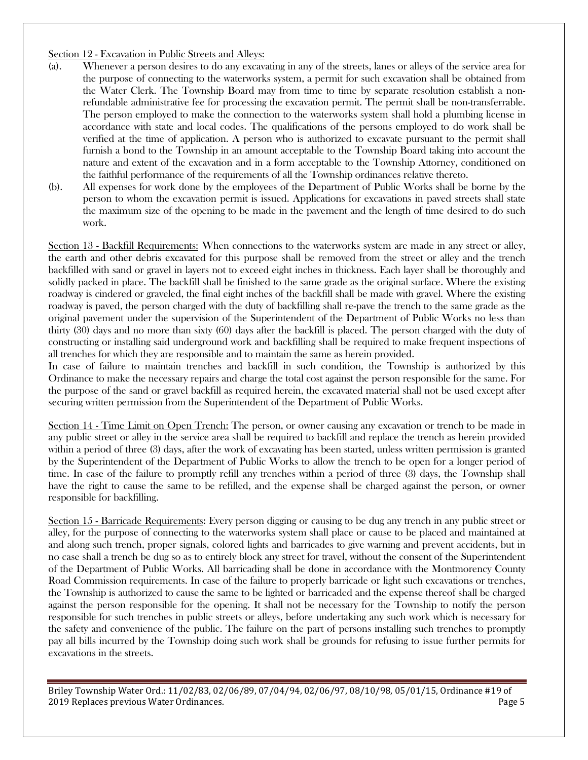<u>Section 12 - Excavation in Public Streets and Alleys:</u>

(a). Whenever a person desires to do any excavating in any of the streets, lanes or alleys of the service area for the purpose of connecting to the waterworks system, a permit for such excavation shall be obtained from the Water Clerk. The Township Board may from time to time by separate resolution establish a non-refundable administrative fee for processing the excavation permit. The permit shall be non-transferrable. The person employed to make the connection to the waterworks system shall hold a plumbing license in accordance with state and local codes. The qualifications of the persons employed to do work shall be verified at the time of application. A person who is authorized to excavate pursuant to the permit shall furnish a bond to the Township in an amount acceptable to the Township Board taking into account the nature and extent of the excavation and in a form acceptable to the Township Attorney, conditioned on the faithful performance of the requirements of all the Township ordinances relative thereto.

(b). All expenses for work done by the employees of the Department of Public Works shall be borne by the person to whom the excavation permit is issued. Applications for excavations in paved streets shall state the maximum size of the opening to be made in the pavement and the length of time desired to do such work.

<u>Section 13 - Backfill Requirements:</u> When connections to the waterworks system are made in any street or alley, the earth and other debris excavated for this purpose shall be removed from the street or alley and the trench backfilled with sand or gravel in layers not to exceed eight inches in thickness. Each layer shall be thoroughly and solidly packed in place. The backfill shall be finished to the same grade as the original surface. Where the existing roadway is cindered or graveled, the final eight inches of the backfill shall be made with gravel. Where the existing roadway is paved, the person charged with the duty of backfilling shall re-pave the trench to the same grade as the original pavement under the supervision of the Superintendent of the Department of Public Works no less than thirty (30) days and no more than sixty (60) days after the backfill is placed. The person charged with the duty of constructing or installing said underground work and backfilling shall be required to make frequent inspections of all trenches for which they are responsible and to maintain the same as herein provided.

In case of failure to maintain trenches and backfill in such condition, the Township is authorized by this Ordinance to make the necessary repairs and charge the total cost against the person responsible for the same. For the purpose of the sand or gravel backfill as required herein, the excavated material shall not be used except after securing written permission from the Superintendent of the Department of Public Works.

<u>Section 14 - Time Limit on Open Trench:</u> The person, or owner causing any excavation or trench to be made in any public street or alley in the service area shall be required to backfill and replace the trench as herein provided within a period of three (3) days, after the work of excavating has been started, unless written permission is granted by the Superintendent of the Department of Public Works to allow the trench to be open for a longer period of time. In case of the failure to promptly refill any trenches within a period of three (3) days, the Township shall have the right to cause the same to be refilled, and the expense shall be charged against the person, or owner responsible for backfilling.

<u>Section 15 - Barricade Requirements</u>: Every person digging or causing to be dug any trench in any public street or alley, for the purpose of connecting to the waterworks system shall place or cause to be placed and maintained at and along such trench, proper signals, colored lights and barricades to give warning and prevent accidents, but in no case shall a trench be dug so as to entirely block any street for travel, without the consent of the Superintendent of the Department of Public Works. All barricading shall be done in accordance with the Montmorency County Road Commission requirements. In case of the failure to properly barricade or light such excavations or trenches, the Township is authorized to cause the same to be lighted or barricaded and the expense thereof shall be charged against the person responsible for the opening. It shall not be necessary for the Township to notify the person responsible for such trenches in public streets or alleys, before undertaking any such work which is necessary for the safety and convenience of the public. The failure on the part of persons installing such trenches to promptly pay all bills incurred by the Township doing such work shall be grounds for refusing to issue further permits for excavations in the streets.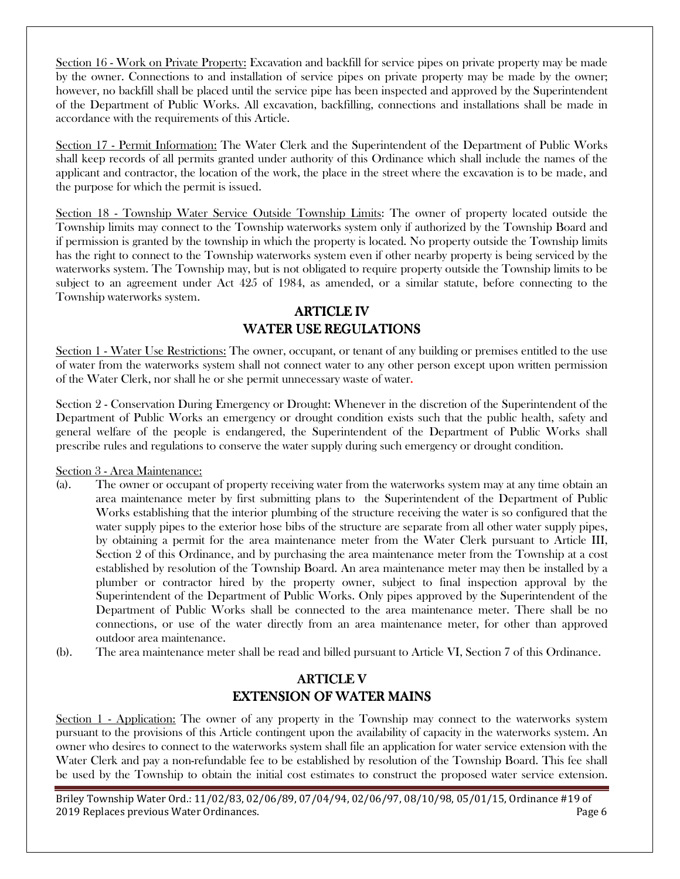Section 16 - Work on Private Property: Excavation and backfill for service pipes on private property may be made by the owner. Connections to and installation of service pipes on private property may be made by the owner; however, no backfill shall be placed until the service pipe has been inspected and approved by the Superintendent of the Department of Public Works. All excavation, backfilling, connections and installations shall be made in accordance with the requirements of this Article.

Section 17 - Permit Information: The Water Clerk and the Superintendent of the Department of Public Works shall keep records of all permits granted under authority of this Ordinance which shall include the names of the applicant and contractor, the location of the work, the place in the street where the excavation is to be made, and the purpose for which the permit is issued.

Section 18 - Township Water Service Outside Township Limits: The owner of property located outside the Township limits may connect to the Township waterworks system only if authorized by the Township Board and if permission is granted by the township in which the property is located. No property outside the Township limits has the right to connect to the Township waterworks system even if other nearby property is being serviced by the waterworks system. The Township may, but is not obligated to require property outside the Township limits to be subject to an agreement under Act 425 of 1984, as amended, or a similar statute, before connecting to the Township waterworks system.

## ARTICLE IV
## WATER USE REGULATIONS

Section 1 - Water Use Restrictions: The owner, occupant, or tenant of any building or premises entitled to the use of water from the waterworks system shall not connect water to any other person except upon written permission of the Water Clerk, nor shall he or she permit unnecessary waste of water.

Section 2 - Conservation During Emergency or Drought: Whenever in the discretion of the Superintendent of the Department of Public Works an emergency or drought condition exists such that the public health, safety and general welfare of the people is endangered, the Superintendent of the Department of Public Works shall prescribe rules and regulations to conserve the water supply during such emergency or drought condition.

Section 3 - Area Maintenance:

(a). The owner or occupant of property receiving water from the waterworks system may at any time obtain an area maintenance meter by first submitting plans to the Superintendent of the Department of Public Works establishing that the interior plumbing of the structure receiving the water is so configured that the water supply pipes to the exterior hose bibs of the structure are separate from all other water supply pipes, by obtaining a permit for the area maintenance meter from the Water Clerk pursuant to Article III, Section 2 of this Ordinance, and by purchasing the area maintenance meter from the Township at a cost established by resolution of the Township Board. An area maintenance meter may then be installed by a plumber or contractor hired by the property owner, subject to final inspection approval by the Superintendent of the Department of Public Works. Only pipes approved by the Superintendent of the Department of Public Works shall be connected to the area maintenance meter. There shall be no connections, or use of the water directly from an area maintenance meter, for other than approved outdoor area maintenance.

(b). The area maintenance meter shall be read and billed pursuant to Article VI, Section 7 of this Ordinance.

## ARTICLE V
## EXTENSION OF WATER MAINS

Section 1 - Application: The owner of any property in the Township may connect to the waterworks system pursuant to the provisions of this Article contingent upon the availability of capacity in the waterworks system. An owner who desires to connect to the waterworks system shall file an application for water service extension with the Water Clerk and pay a non-refundable fee to be established by resolution of the Township Board. This fee shall be used by the Township to obtain the initial cost estimates to construct the proposed water service extension.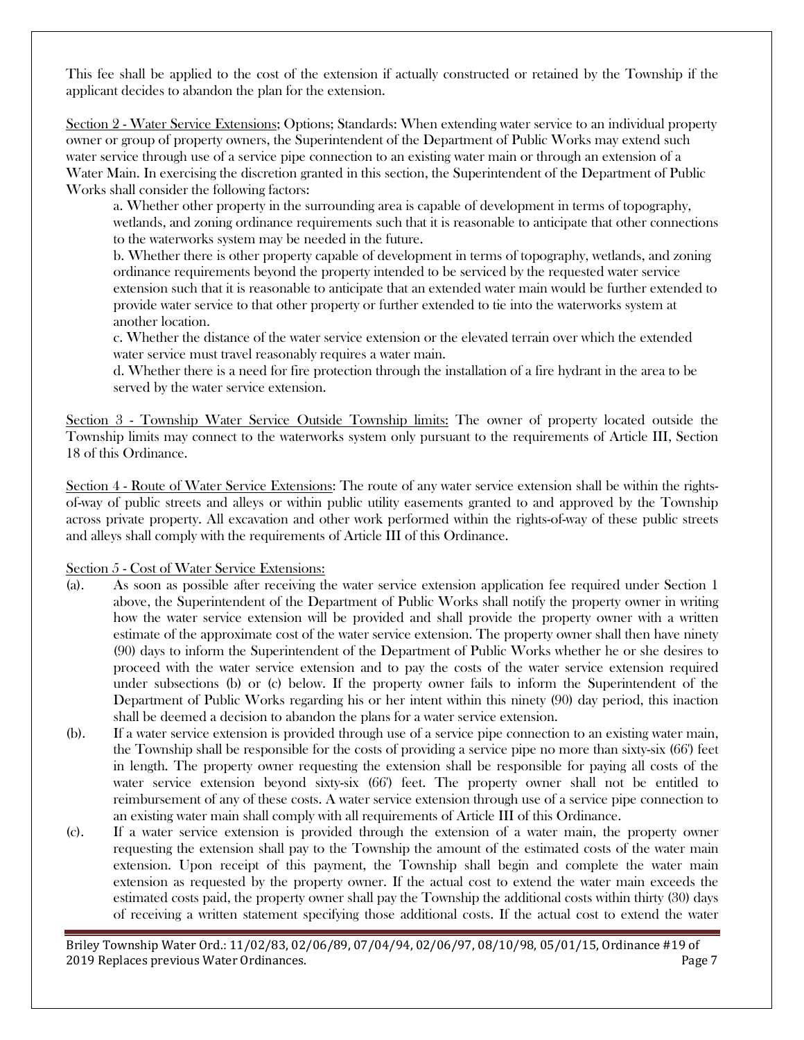This fee shall be applied to the cost of the extension if actually constructed or retained by the Township if the applicant decides to abandon the plan for the extension.

Section 2 - Water Service Extensions; Options; Standards: When extending water service to an individual property owner or group of property owners, the Superintendent of the Department of Public Works may extend such water service through use of a service pipe connection to an existing water main or through an extension of a Water Main. In exercising the discretion granted in this section, the Superintendent of the Department of Public Works shall consider the following factors:

a. Whether other property in the surrounding area is capable of development in terms of topography, wetlands, and zoning ordinance requirements such that it is reasonable to anticipate that other connections to the waterworks system may be needed in the future.

b. Whether there is other property capable of development in terms of topography, wetlands, and zoning ordinance requirements beyond the property intended to be serviced by the requested water service extension such that it is reasonable to anticipate that an extended water main would be further extended to provide water service to that other property or further extended to tie into the waterworks system at another location.

c. Whether the distance of the water service extension or the elevated terrain over which the extended water service must travel reasonably requires a water main.

d. Whether there is a need for fire protection through the installation of a fire hydrant in the area to be served by the water service extension.

Section 3 - Township Water Service Outside Township limits: The owner of property located outside the Township limits may connect to the waterworks system only pursuant to the requirements of Article III, Section 18 of this Ordinance.

Section 4 - Route of Water Service Extensions: The route of any water service extension shall be within the rights-of-way of public streets and alleys or within public utility easements granted to and approved by the Township across private property. All excavation and other work performed within the rights-of-way of these public streets and alleys shall comply with the requirements of Article III of this Ordinance.

Section 5 - Cost of Water Service Extensions:

(a). As soon as possible after receiving the water service extension application fee required under Section 1 above, the Superintendent of the Department of Public Works shall notify the property owner in writing how the water service extension will be provided and shall provide the property owner with a written estimate of the approximate cost of the water service extension. The property owner shall then have ninety (90) days to inform the Superintendent of the Department of Public Works whether he or she desires to proceed with the water service extension and to pay the costs of the water service extension required under subsections (b) or (c) below. If the property owner fails to inform the Superintendent of the Department of Public Works regarding his or her intent within this ninety (90) day period, this inaction shall be deemed a decision to abandon the plans for a water service extension.

(b). If a water service extension is provided through use of a service pipe connection to an existing water main, the Township shall be responsible for the costs of providing a service pipe no more than sixty-six (66') feet in length. The property owner requesting the extension shall be responsible for paying all costs of the water service extension beyond sixty-six (66') feet. The property owner shall not be entitled to reimbursement of any of these costs. A water service extension through use of a service pipe connection to an existing water main shall comply with all requirements of Article III of this Ordinance.

(c). If a water service extension is provided through the extension of a water main, the property owner requesting the extension shall pay to the Township the amount of the estimated costs of the water main extension. Upon receipt of this payment, the Township shall begin and complete the water main extension as requested by the property owner. If the actual cost to extend the water main exceeds the estimated costs paid, the property owner shall pay the Township the additional costs within thirty (30) days of receiving a written statement specifying those additional costs. If the actual cost to extend the water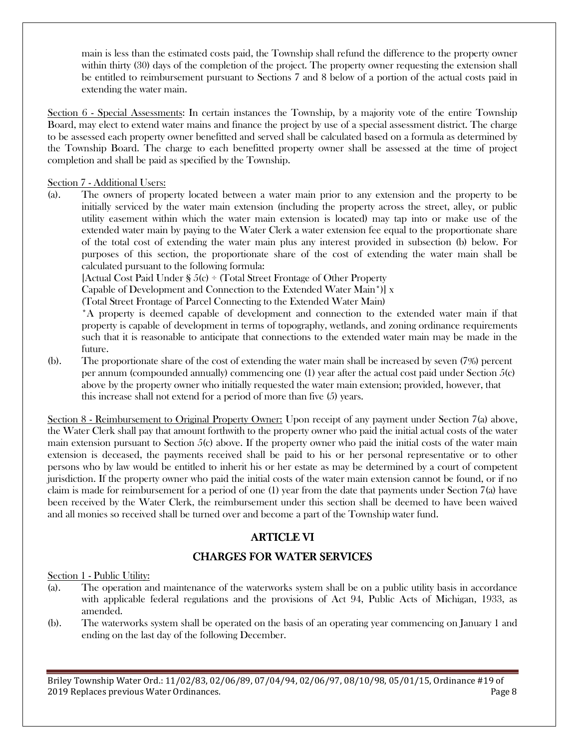main is less than the estimated costs paid, the Township shall refund the difference to the property owner within thirty (30) days of the completion of the project. The property owner requesting the extension shall be entitled to reimbursement pursuant to Sections 7 and 8 below of a portion of the actual costs paid in extending the water main.

<u>Section 6 - Special Assessments</u>: In certain instances the Township, by a majority vote of the entire Township Board, may elect to extend water mains and finance the project by use of a special assessment district. The charge to be assessed each property owner benefitted and served shall be calculated based on a formula as determined by the Township Board. The charge to each benefitted property owner shall be assessed at the time of project completion and shall be paid as specified by the Township.

<u>Section 7 - Additional Users:</u>

(a). The owners of property located between a water main prior to any extension and the property to be initially serviced by the water main extension (including the property across the street, alley, or public utility easement within which the water main extension is located) may tap into or make use of the extended water main by paying to the Water Clerk a water extension fee equal to the proportionate share of the total cost of extending the water main plus any interest provided in subsection (b) below. For purposes of this section, the proportionate share of the cost of extending the water main shall be calculated pursuant to the following formula:

[Actual Cost Paid Under § 5(c) ÷ (Total Street Frontage of Other Property Capable of Development and Connection to the Extended Water Main*)] x (Total Street Frontage of Parcel Connecting to the Extended Water Main)

*A property is deemed capable of development and connection to the extended water main if that property is capable of development in terms of topography, wetlands, and zoning ordinance requirements such that it is reasonable to anticipate that connections to the extended water main may be made in the future.

(b). The proportionate share of the cost of extending the water main shall be increased by seven (7%) percent per annum (compounded annually) commencing one (1) year after the actual cost paid under Section 5(c) above by the property owner who initially requested the water main extension; provided, however, that this increase shall not extend for a period of more than five (5) years.

<u>Section 8 - Reimbursement to Original Property Owner:</u> Upon receipt of any payment under Section 7(a) above, the Water Clerk shall pay that amount forthwith to the property owner who paid the initial actual costs of the water main extension pursuant to Section 5(c) above. If the property owner who paid the initial costs of the water main extension is deceased, the payments received shall be paid to his or her personal representative or to other persons who by law would be entitled to inherit his or her estate as may be determined by a court of competent jurisdiction. If the property owner who paid the initial costs of the water main extension cannot be found, or if no claim is made for reimbursement for a period of one (1) year from the date that payments under Section 7(a) have been received by the Water Clerk, the reimbursement under this section shall be deemed to have been waived and all monies so received shall be turned over and become a part of the Township water fund.

## ARTICLE VI

## CHARGES FOR WATER SERVICES

<u>Section 1 - Public Utility:</u>

(a). The operation and maintenance of the waterworks system shall be on a public utility basis in accordance with applicable federal regulations and the provisions of Act 94, Public Acts of Michigan, 1933, as amended.

(b). The waterworks system shall be operated on the basis of an operating year commencing on January 1 and ending on the last day of the following December.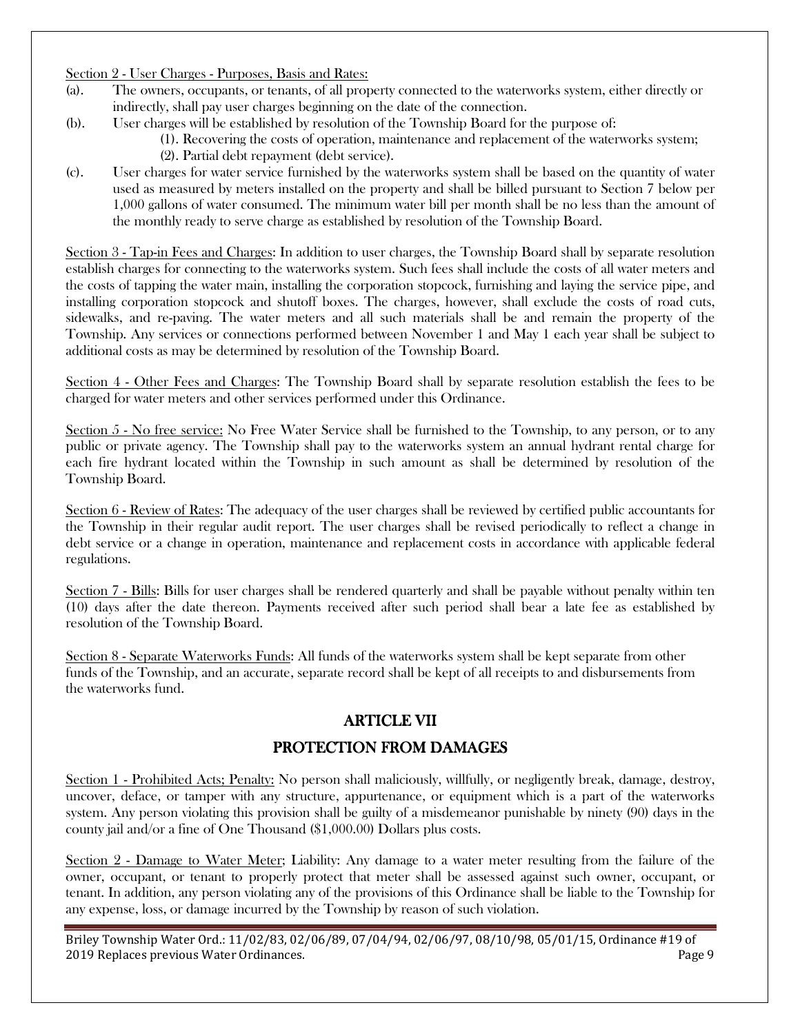Section 2 - User Charges - Purposes, Basis and Rates:

(a). The owners, occupants, or tenants, of all property connected to the waterworks system, either directly or indirectly, shall pay user charges beginning on the date of the connection.

(b). User charges will be established by resolution of the Township Board for the purpose of:

(1). Recovering the costs of operation, maintenance and replacement of the waterworks system;

(2). Partial debt repayment (debt service).

(c). User charges for water service furnished by the waterworks system shall be based on the quantity of water used as measured by meters installed on the property and shall be billed pursuant to Section 7 below per 1,000 gallons of water consumed. The minimum water bill per month shall be no less than the amount of the monthly ready to serve charge as established by resolution of the Township Board.

Section 3 - Tap-in Fees and Charges: In addition to user charges, the Township Board shall by separate resolution establish charges for connecting to the waterworks system. Such fees shall include the costs of all water meters and the costs of tapping the water main, installing the corporation stopcock, furnishing and laying the service pipe, and installing corporation stopcock and shutoff boxes. The charges, however, shall exclude the costs of road cuts, sidewalks, and re-paving. The water meters and all such materials shall be and remain the property of the Township. Any services or connections performed between November 1 and May 1 each year shall be subject to additional costs as may be determined by resolution of the Township Board.

Section 4 - Other Fees and Charges: The Township Board shall by separate resolution establish the fees to be charged for water meters and other services performed under this Ordinance.

Section 5 - No free service: No Free Water Service shall be furnished to the Township, to any person, or to any public or private agency. The Township shall pay to the waterworks system an annual hydrant rental charge for each fire hydrant located within the Township in such amount as shall be determined by resolution of the Township Board.

Section 6 - Review of Rates: The adequacy of the user charges shall be reviewed by certified public accountants for the Township in their regular audit report. The user charges shall be revised periodically to reflect a change in debt service or a change in operation, maintenance and replacement costs in accordance with applicable federal regulations.

Section 7 - Bills: Bills for user charges shall be rendered quarterly and shall be payable without penalty within ten (10) days after the date thereon. Payments received after such period shall bear a late fee as established by resolution of the Township Board.

Section 8 - Separate Waterworks Funds: All funds of the waterworks system shall be kept separate from other funds of the Township, and an accurate, separate record shall be kept of all receipts to and disbursements from the waterworks fund.

## ARTICLE VII

## PROTECTION FROM DAMAGES

Section 1 - Prohibited Acts; Penalty: No person shall maliciously, willfully, or negligently break, damage, destroy, uncover, deface, or tamper with any structure, appurtenance, or equipment which is a part of the waterworks system. Any person violating this provision shall be guilty of a misdemeanor punishable by ninety (90) days in the county jail and/or a fine of One Thousand ($1,000.00) Dollars plus costs.

Section 2 - Damage to Water Meter; Liability: Any damage to a water meter resulting from the failure of the owner, occupant, or tenant to properly protect that meter shall be assessed against such owner, occupant, or tenant. In addition, any person violating any of the provisions of this Ordinance shall be liable to the Township for any expense, loss, or damage incurred by the Township by reason of such violation.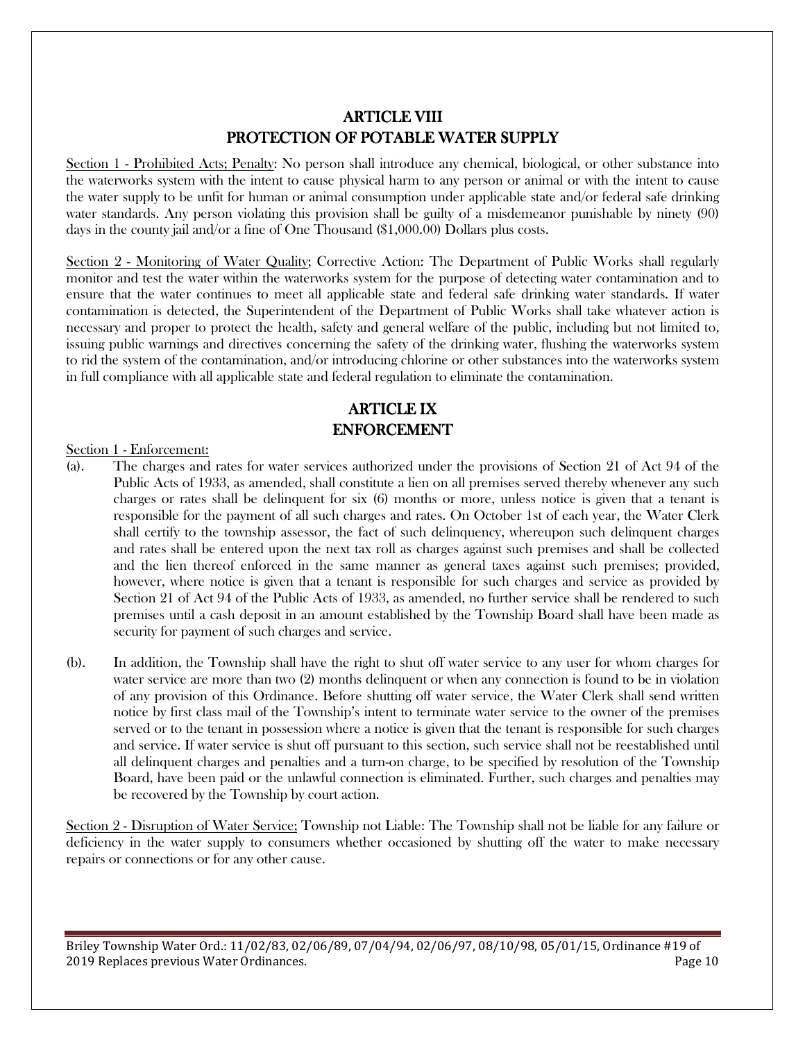## ARTICLE VIII
## PROTECTION OF POTABLE WATER SUPPLY

Section 1 - Prohibited Acts; Penalty: No person shall introduce any chemical, biological, or other substance into the waterworks system with the intent to cause physical harm to any person or animal or with the intent to cause the water supply to be unfit for human or animal consumption under applicable state and/or federal safe drinking water standards. Any person violating this provision shall be guilty of a misdemeanor punishable by ninety (90) days in the county jail and/or a fine of One Thousand ($1,000.00) Dollars plus costs.

Section 2 - Monitoring of Water Quality; Corrective Action: The Department of Public Works shall regularly monitor and test the water within the waterworks system for the purpose of detecting water contamination and to ensure that the water continues to meet all applicable state and federal safe drinking water standards. If water contamination is detected, the Superintendent of the Department of Public Works shall take whatever action is necessary and proper to protect the health, safety and general welfare of the public, including but not limited to, issuing public warnings and directives concerning the safety of the drinking water, flushing the waterworks system to rid the system of the contamination, and/or introducing chlorine or other substances into the waterworks system in full compliance with all applicable state and federal regulation to eliminate the contamination.

## ARTICLE IX
## ENFORCEMENT

Section 1 - Enforcement:

(a). The charges and rates for water services authorized under the provisions of Section 21 of Act 94 of the Public Acts of 1933, as amended, shall constitute a lien on all premises served thereby whenever any such charges or rates shall be delinquent for six (6) months or more, unless notice is given that a tenant is responsible for the payment of all such charges and rates. On October 1st of each year, the Water Clerk shall certify to the township assessor, the fact of such delinquency, whereupon such delinquent charges and rates shall be entered upon the next tax roll as charges against such premises and shall be collected and the lien thereof enforced in the same manner as general taxes against such premises; provided, however, where notice is given that a tenant is responsible for such charges and service as provided by Section 21 of Act 94 of the Public Acts of 1933, as amended, no further service shall be rendered to such premises until a cash deposit in an amount established by the Township Board shall have been made as security for payment of such charges and service.

(b). In addition, the Township shall have the right to shut off water service to any user for whom charges for water service are more than two (2) months delinquent or when any connection is found to be in violation of any provision of this Ordinance. Before shutting off water service, the Water Clerk shall send written notice by first class mail of the Township's intent to terminate water service to the owner of the premises served or to the tenant in possession where a notice is given that the tenant is responsible for such charges and service. If water service is shut off pursuant to this section, such service shall not be reestablished until all delinquent charges and penalties and a turn-on charge, to be specified by resolution of the Township Board, have been paid or the unlawful connection is eliminated. Further, such charges and penalties may be recovered by the Township by court action.

Section 2 - Disruption of Water Service; Township not Liable: The Township shall not be liable for any failure or deficiency in the water supply to consumers whether occasioned by shutting off the water to make necessary repairs or connections or for any other cause.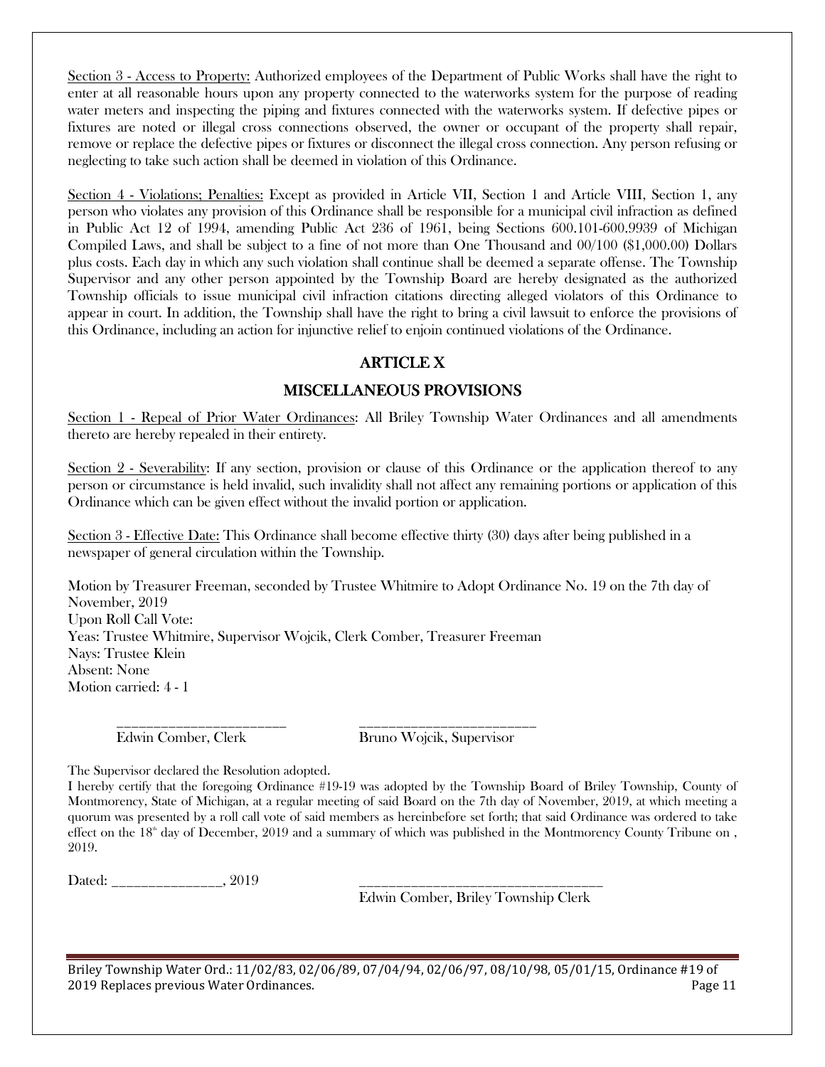Section 3 - Access to Property: Authorized employees of the Department of Public Works shall have the right to enter at all reasonable hours upon any property connected to the waterworks system for the purpose of reading water meters and inspecting the piping and fixtures connected with the waterworks system. If defective pipes or fixtures are noted or illegal cross connections observed, the owner or occupant of the property shall repair, remove or replace the defective pipes or fixtures or disconnect the illegal cross connection. Any person refusing or neglecting to take such action shall be deemed in violation of this Ordinance.

Section 4 - Violations; Penalties: Except as provided in Article VII, Section 1 and Article VIII, Section 1, any person who violates any provision of this Ordinance shall be responsible for a municipal civil infraction as defined in Public Act 12 of 1994, amending Public Act 236 of 1961, being Sections 600.101-600.9939 of Michigan Compiled Laws, and shall be subject to a fine of not more than One Thousand and 00/100 ($1,000.00) Dollars plus costs. Each day in which any such violation shall continue shall be deemed a separate offense. The Township Supervisor and any other person appointed by the Township Board are hereby designated as the authorized Township officials to issue municipal civil infraction citations directing alleged violators of this Ordinance to appear in court. In addition, the Township shall have the right to bring a civil lawsuit to enforce the provisions of this Ordinance, including an action for injunctive relief to enjoin continued violations of the Ordinance.

## ARTICLE X

## MISCELLANEOUS PROVISIONS

Section 1 - Repeal of Prior Water Ordinances: All Briley Township Water Ordinances and all amendments thereto are hereby repealed in their entirety.

Section 2 - Severability: If any section, provision or clause of this Ordinance or the application thereof to any person or circumstance is held invalid, such invalidity shall not affect any remaining portions or application of this Ordinance which can be given effect without the invalid portion or application.

Section 3 - Effective Date: This Ordinance shall become effective thirty (30) days after being published in a newspaper of general circulation within the Township.

Motion by Treasurer Freeman, seconded by Trustee Whitmire to Adopt Ordinance No. 19 on the 7th day of November, 2019
Upon Roll Call Vote:
Yeas: Trustee Whitmire, Supervisor Wojcik, Clerk Comber, Treasurer Freeman
Nays: Trustee Klein
Absent: None
Motion carried: 4 - 1

______________________ ______________________
Edwin Comber, Clerk Bruno Wojcik, Supervisor

The Supervisor declared the Resolution adopted.
I hereby certify that the foregoing Ordinance #19-19 was adopted by the Township Board of Briley Township, County of Montmorency, State of Michigan, at a regular meeting of said Board on the 7th day of November, 2019, at which meeting a quorum was presented by a roll call vote of said members as hereinbefore set forth; that said Ordinance was ordered to take effect on the 18th day of December, 2019 and a summary of which was published in the Montmorency County Tribune on , 2019.

Dated: _______________, 2019

_________________________________
Edwin Comber, Briley Township Clerk

Briley Township Water Ord.: 11/02/83, 02/06/89, 07/04/94, 02/06/97, 08/10/98, 05/01/15, Ordinance #19 of 2019 Replaces previous Water Ordinances.